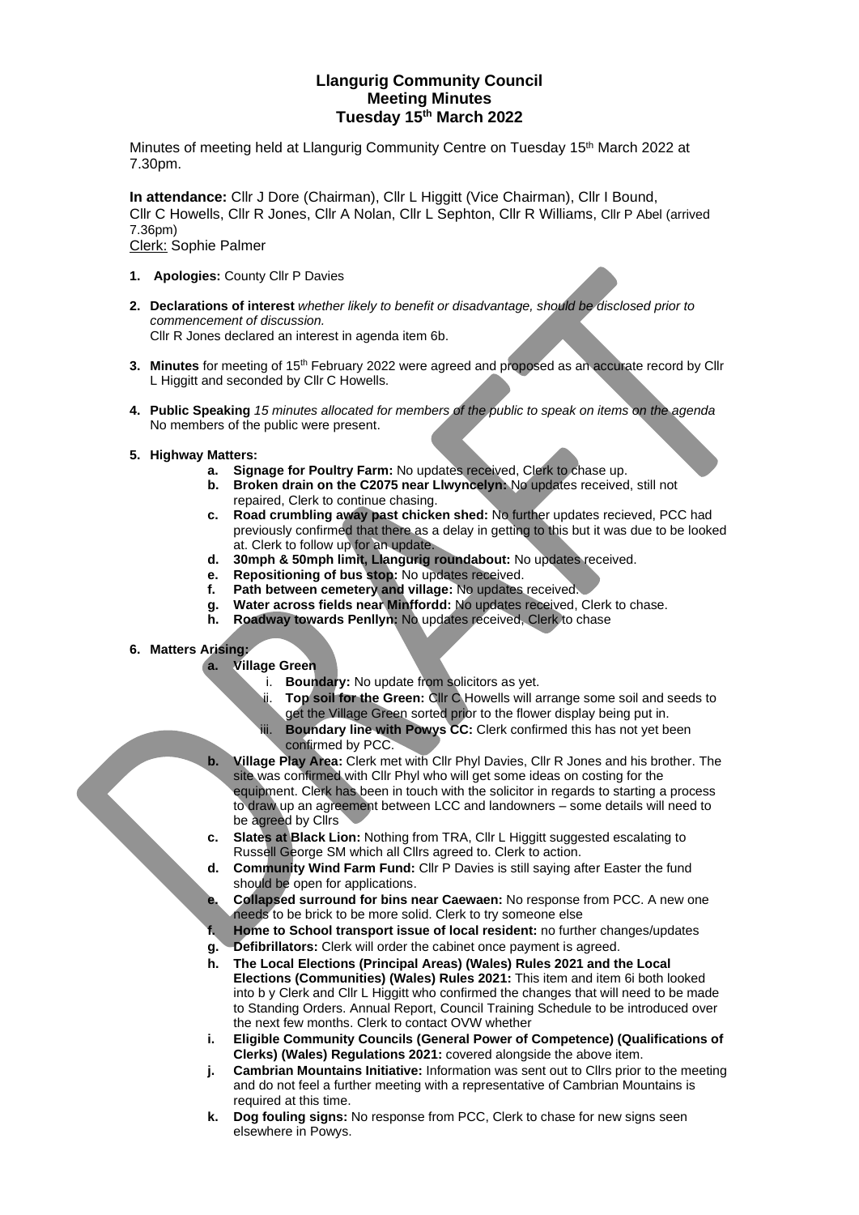# Llangurig Community Council
## Meeting Minutes
## Tuesday 15th March 2022

Minutes of meeting held at Llangurig Community Centre on Tuesday 15th March 2022 at 7.30pm.

**In attendance:** Cllr J Dore (Chairman), Cllr L Higgitt (Vice Chairman), Cllr I Bound, Cllr C Howells, Cllr R Jones, Cllr A Nolan, Cllr L Sephton, Cllr R Williams, Cllr P Abel (arrived 7.36pm)
Clerk: Sophie Palmer

1. **Apologies:** County Cllr P Davies

2. **Declarations of interest** *whether likely to benefit or disadvantage, should be disclosed prior to commencement of discussion.*
   Cllr R Jones declared an interest in agenda item 6b.

3. **Minutes** for meeting of 15th February 2022 were agreed and proposed as an accurate record by Cllr L Higgitt and seconded by Cllr C Howells.

4. **Public Speaking** *15 minutes allocated for members of the public to speak on items on the agenda*
   No members of the public were present.

5. **Highway Matters:**
   a. **Signage for Poultry Farm:** No updates received, Clerk to chase up.
   b. **Broken drain on the C2075 near Llwyncelyn:** No updates received, still not repaired, Clerk to continue chasing.
   c. **Road crumbling away past chicken shed:** No further updates recieved, PCC had previously confirmed that there as a delay in getting to this but it was due to be looked at. Clerk to follow up for an update.
   d. **30mph & 50mph limit, Llangurig roundabout:** No updates received.
   e. **Repositioning of bus stop:** No updates received.
   f. **Path between cemetery and village:** No updates received.
   g. **Water across fields near Minffordd:** No updates received, Clerk to chase.
   h. **Roadway towards Penllyn:** No updates received, Clerk to chase

6. **Matters Arising:**
   a. **Village Green**
      i. **Boundary:** No update from solicitors as yet.
      ii. **Top soil for the Green:** Cllr C Howells will arrange some soil and seeds to get the Village Green sorted prior to the flower display being put in.
      iii. **Boundary line with Powys CC:** Clerk confirmed this has not yet been confirmed by PCC.
   b. **Village Play Area:** Clerk met with Cllr Phyl Davies, Cllr R Jones and his brother. The site was confirmed with Cllr Phyl who will get some ideas on costing for the equipment. Clerk has been in touch with the solicitor in regards to starting a process to draw up an agreement between LCC and landowners – some details will need to be agreed by Cllrs
   c. **Slates at Black Lion:** Nothing from TRA, Cllr L Higgitt suggested escalating to Russell George SM which all Cllrs agreed to. Clerk to action.
   d. **Community Wind Farm Fund:** Cllr P Davies is still saying after Easter the fund should be open for applications.
   e. **Collapsed surround for bins near Caewaen:** No response from PCC. A new one needs to be brick to be more solid. Clerk to try someone else
   f. **Home to School transport issue of local resident:** no further changes/updates
   g. **Defibrillators:** Clerk will order the cabinet once payment is agreed.
   h. **The Local Elections (Principal Areas) (Wales) Rules 2021 and the Local Elections (Communities) (Wales) Rules 2021:** This item and item 6i both looked into b y Clerk and Cllr L Higgitt who confirmed the changes that will need to be made to Standing Orders. Annual Report, Council Training Schedule to be introduced over the next few months. Clerk to contact OVW whether
   i. **Eligible Community Councils (General Power of Competence) (Qualifications of Clerks) (Wales) Regulations 2021:** covered alongside the above item.
   j. **Cambrian Mountains Initiative:** Information was sent out to Cllrs prior to the meeting and do not feel a further meeting with a representative of Cambrian Mountains is required at this time.
   k. **Dog fouling signs:** No response from PCC, Clerk to chase for new signs seen elsewhere in Powys.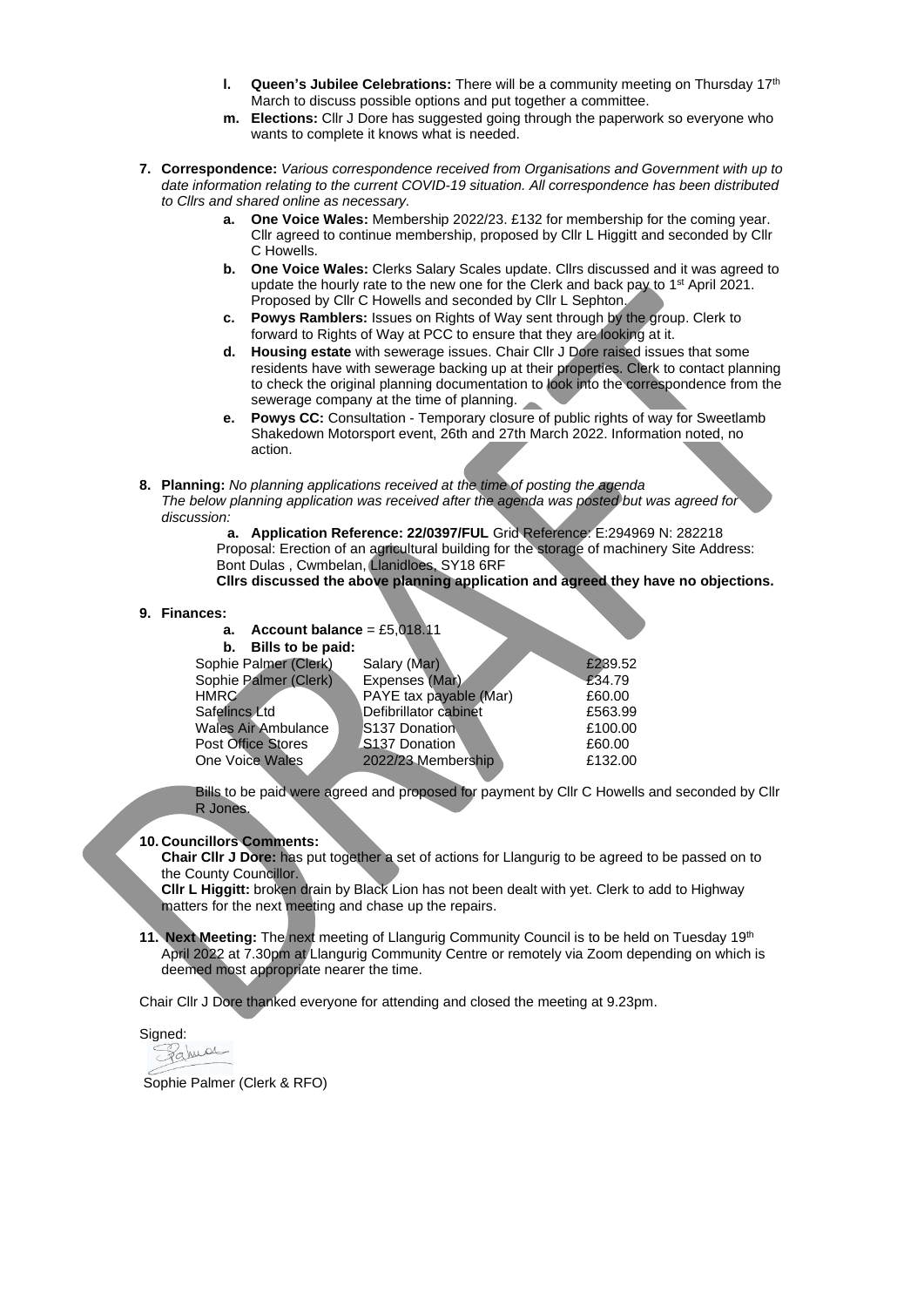- **l. Queen's Jubilee Celebrations:** There will be a community meeting on Thursday 17th March to discuss possible options and put together a committee.
- **m. Elections:** Cllr J Dore has suggested going through the paperwork so everyone who wants to complete it knows what is needed.

**7. Correspondence:** *Various correspondence received from Organisations and Government with up to date information relating to the current COVID-19 situation. All correspondence has been distributed to Cllrs and shared online as necessary.*

- **a. One Voice Wales:** Membership 2022/23. £132 for membership for the coming year. Cllr agreed to continue membership, proposed by Cllr L Higgitt and seconded by Cllr C Howells.
- **b. One Voice Wales:** Clerks Salary Scales update. Cllrs discussed and it was agreed to update the hourly rate to the new one for the Clerk and back pay to 1st April 2021. Proposed by Cllr C Howells and seconded by Cllr L Sephton.
- **c. Powys Ramblers:** Issues on Rights of Way sent through by the group. Clerk to forward to Rights of Way at PCC to ensure that they are looking at it.
- **d. Housing estate** with sewerage issues. Chair Cllr J Dore raised issues that some residents have with sewerage backing up at their properties. Clerk to contact planning to check the original planning documentation to look into the correspondence from the sewerage company at the time of planning.
- **e. Powys CC:** Consultation - Temporary closure of public rights of way for Sweetlamb Shakedown Motorsport event, 26th and 27th March 2022. Information noted, no action.

**8. Planning:** *No planning applications received at the time of posting the agenda*
*The below planning application was received after the agenda was posted but was agreed for discussion:*

**a. Application Reference: 22/0397/FUL** Grid Reference: E:294969 N: 282218
Proposal: Erection of an agricultural building for the storage of machinery Site Address: Bont Dulas , Cwmbelan, Llanidloes, SY18 6RF
**Cllrs discussed the above planning application and agreed they have no objections.**

**9. Finances:**

**a. Account balance** = £5,018.11

**b. Bills to be paid:**

| | | |
|---|---|---|
| Sophie Palmer (Clerk) | Salary (Mar) | £239.52 |
| Sophie Palmer (Clerk) | Expenses (Mar) | £34.79 |
| HMRC | PAYE tax payable (Mar) | £60.00 |
| Safelincs Ltd | Defibrillator cabinet | £563.99 |
| Wales Air Ambulance | S137 Donation | £100.00 |
| Post Office Stores | S137 Donation | £60.00 |
| One Voice Wales | 2022/23 Membership | £132.00 |

Bills to be paid were agreed and proposed for payment by Cllr C Howells and seconded by Cllr R Jones.

**10. Councillors Comments:**
**Chair Cllr J Dore:** has put together a set of actions for Llangurig to be agreed to be passed on to the County Councillor.
**Cllr L Higgitt:** broken drain by Black Lion has not been dealt with yet. Clerk to add to Highway matters for the next meeting and chase up the repairs.

**11. Next Meeting:** The next meeting of Llangurig Community Council is to be held on Tuesday 19th April 2022 at 7.30pm at Llangurig Community Centre or remotely via Zoom depending on which is deemed most appropriate nearer the time.

Chair Cllr J Dore thanked everyone for attending and closed the meeting at 9.23pm.

Signed:

Sophie Palmer (Clerk & RFO)